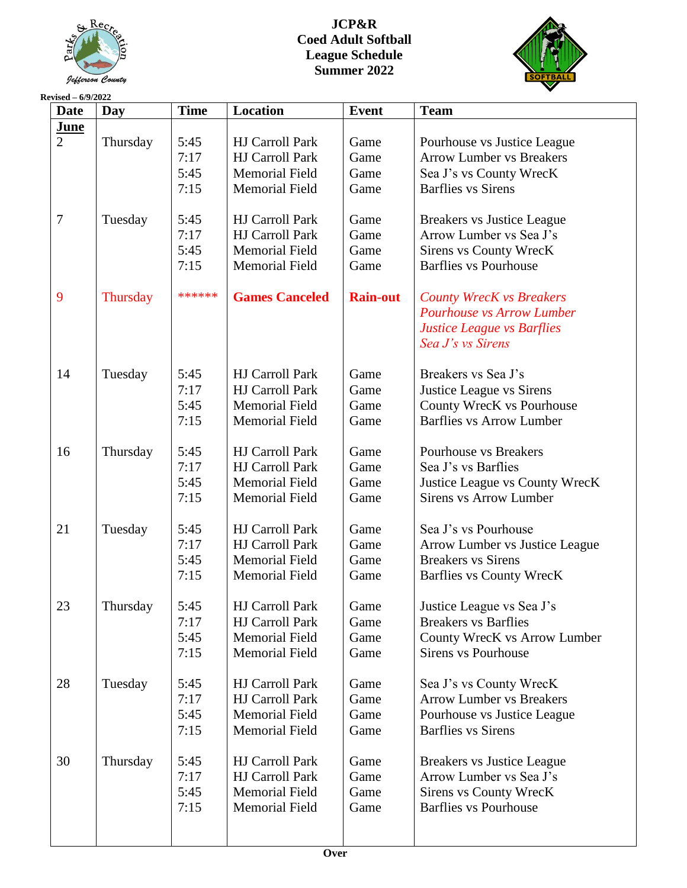# JCP&R
## Coed Adult Softball
## League Schedule
## Summer 2022

Revised – 6/9/2022

| Date | Day | Time | Location | Event | Team |
|---|---|---|---|---|---|
| **June** | | | | | |
| 2 | Thursday | 5:45 | HJ Carroll Park | Game | Pourhouse vs Justice League |
| | | 7:17 | HJ Carroll Park | Game | Arrow Lumber vs Breakers |
| | | 5:45 | Memorial Field | Game | Sea J's vs County WrecK |
| | | 7:15 | Memorial Field | Game | Barflies vs Sirens |
| 7 | Tuesday | 5:45 | HJ Carroll Park | Game | Breakers vs Justice League |
| | | 7:17 | HJ Carroll Park | Game | Arrow Lumber vs Sea J's |
| | | 5:45 | Memorial Field | Game | Sirens vs County WrecK |
| | | 7:15 | Memorial Field | Game | Barflies vs Pourhouse |
| 9 | Thursday | ****** | **Games Canceled** | **Rain-out** | *County WrecK vs Breakers* |
| | | | | | *Pourhouse vs Arrow Lumber* |
| | | | | | *Justice League vs Barflies* |
| | | | | | *Sea J's vs Sirens* |
| 14 | Tuesday | 5:45 | HJ Carroll Park | Game | Breakers vs Sea J's |
| | | 7:17 | HJ Carroll Park | Game | Justice League vs Sirens |
| | | 5:45 | Memorial Field | Game | County WrecK vs Pourhouse |
| | | 7:15 | Memorial Field | Game | Barflies vs Arrow Lumber |
| 16 | Thursday | 5:45 | HJ Carroll Park | Game | Pourhouse vs Breakers |
| | | 7:17 | HJ Carroll Park | Game | Sea J's vs Barflies |
| | | 5:45 | Memorial Field | Game | Justice League vs County WrecK |
| | | 7:15 | Memorial Field | Game | Sirens vs Arrow Lumber |
| 21 | Tuesday | 5:45 | HJ Carroll Park | Game | Sea J's vs Pourhouse |
| | | 7:17 | HJ Carroll Park | Game | Arrow Lumber vs Justice League |
| | | 5:45 | Memorial Field | Game | Breakers vs Sirens |
| | | 7:15 | Memorial Field | Game | Barflies vs County WrecK |
| 23 | Thursday | 5:45 | HJ Carroll Park | Game | Justice League vs Sea J's |
| | | 7:17 | HJ Carroll Park | Game | Breakers vs Barflies |
| | | 5:45 | Memorial Field | Game | County WrecK vs Arrow Lumber |
| | | 7:15 | Memorial Field | Game | Sirens vs Pourhouse |
| 28 | Tuesday | 5:45 | HJ Carroll Park | Game | Sea J's vs County WrecK |
| | | 7:17 | HJ Carroll Park | Game | Arrow Lumber vs Breakers |
| | | 5:45 | Memorial Field | Game | Pourhouse vs Justice League |
| | | 7:15 | Memorial Field | Game | Barflies vs Sirens |
| 30 | Thursday | 5:45 | HJ Carroll Park | Game | Breakers vs Justice League |
| | | 7:17 | HJ Carroll Park | Game | Arrow Lumber vs Sea J's |
| | | 5:45 | Memorial Field | Game | Sirens vs County WrecK |
| | | 7:15 | Memorial Field | Game | Barflies vs Pourhouse |

**Over**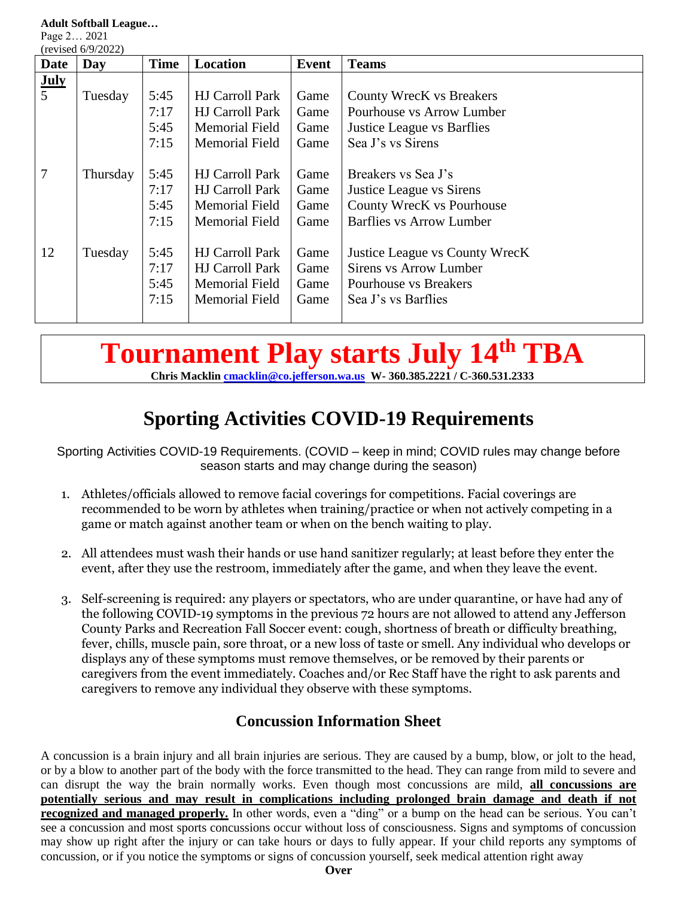**Adult Softball League…**
Page 2… 2021
(revised 6/9/2022)

| Date | Day | Time | Location | Event | Teams |
|---|---|---|---|---|---|
| **July** | | | | | |
| 5 | Tuesday | 5:45 | HJ Carroll Park | Game | County WrecK vs Breakers |
| | | 7:17 | HJ Carroll Park | Game | Pourhouse vs Arrow Lumber |
| | | 5:45 | Memorial Field | Game | Justice League vs Barflies |
| | | 7:15 | Memorial Field | Game | Sea J's vs Sirens |
| 7 | Thursday | 5:45 | HJ Carroll Park | Game | Breakers vs Sea J's |
| | | 7:17 | HJ Carroll Park | Game | Justice League vs Sirens |
| | | 5:45 | Memorial Field | Game | County WrecK vs Pourhouse |
| | | 7:15 | Memorial Field | Game | Barflies vs Arrow Lumber |
| 12 | Tuesday | 5:45 | HJ Carroll Park | Game | Justice League vs County WrecK |
| | | 7:17 | HJ Carroll Park | Game | Sirens vs Arrow Lumber |
| | | 5:45 | Memorial Field | Game | Pourhouse vs Breakers |
| | | 7:15 | Memorial Field | Game | Sea J's vs Barflies |

# Tournament Play starts July 14th TBA

**Chris Macklin cmacklin@co.jefferson.wa.us W- 360.385.2221 / C-360.531.2333**

# Sporting Activities COVID-19 Requirements

Sporting Activities COVID-19 Requirements. (COVID – keep in mind; COVID rules may change before season starts and may change during the season)

1. Athletes/officials allowed to remove facial coverings for competitions. Facial coverings are recommended to be worn by athletes when training/practice or when not actively competing in a game or match against another team or when on the bench waiting to play.

2. All attendees must wash their hands or use hand sanitizer regularly; at least before they enter the event, after they use the restroom, immediately after the game, and when they leave the event.

3. Self-screening is required: any players or spectators, who are under quarantine, or have had any of the following COVID-19 symptoms in the previous 72 hours are not allowed to attend any Jefferson County Parks and Recreation Fall Soccer event: cough, shortness of breath or difficulty breathing, fever, chills, muscle pain, sore throat, or a new loss of taste or smell. Any individual who develops or displays any of these symptoms must remove themselves, or be removed by their parents or caregivers from the event immediately. Coaches and/or Rec Staff have the right to ask parents and caregivers to remove any individual they observe with these symptoms.

## Concussion Information Sheet

A concussion is a brain injury and all brain injuries are serious. They are caused by a bump, blow, or jolt to the head, or by a blow to another part of the body with the force transmitted to the head. They can range from mild to severe and can disrupt the way the brain normally works. Even though most concussions are mild, **all concussions are potentially serious and may result in complications including prolonged brain damage and death if not recognized and managed properly.** In other words, even a "ding" or a bump on the head can be serious. You can't see a concussion and most sports concussions occur without loss of consciousness. Signs and symptoms of concussion may show up right after the injury or can take hours or days to fully appear. If your child reports any symptoms of concussion, or if you notice the symptoms or signs of concussion yourself, seek medical attention right away

**Over**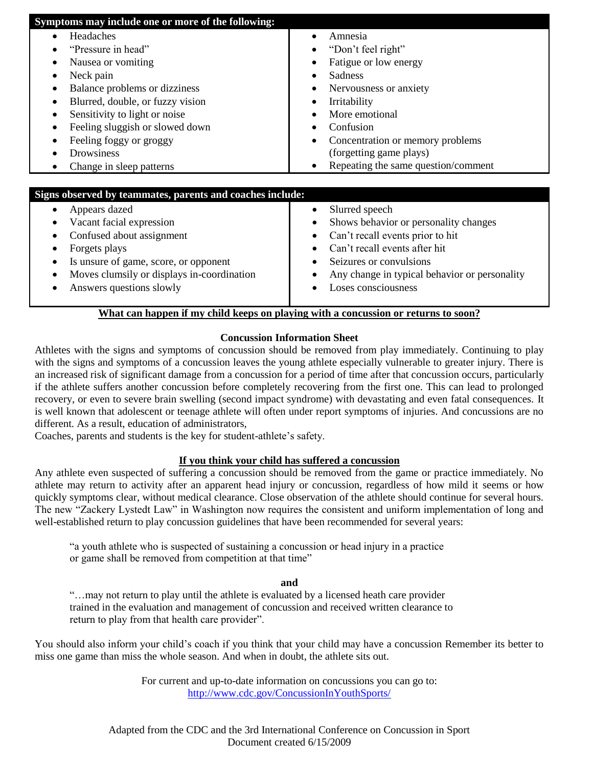| Symptoms may include one or more of the following: | |
|---|---|
| • Headaches | • Amnesia |
| • "Pressure in head" | • "Don't feel right" |
| • Nausea or vomiting | • Fatigue or low energy |
| • Neck pain | • Sadness |
| • Balance problems or dizziness | • Nervousness or anxiety |
| • Blurred, double, or fuzzy vision | • Irritability |
| • Sensitivity to light or noise | • More emotional |
| • Feeling sluggish or slowed down | • Confusion |
| • Feeling foggy or groggy | • Concentration or memory problems (forgetting game plays) |
| • Drowsiness | • Repeating the same question/comment |
| • Change in sleep patterns | |

| Signs observed by teammates, parents and coaches include: | |
|---|---|
| • Appears dazed | • Slurred speech |
| • Vacant facial expression | • Shows behavior or personality changes |
| • Confused about assignment | • Can't recall events prior to hit |
| • Forgets plays | • Can't recall events after hit |
| • Is unsure of game, score, or opponent | • Seizures or convulsions |
| • Moves clumsily or displays in-coordination | • Any change in typical behavior or personality |
| • Answers questions slowly | • Loses consciousness |

**What can happen if my child keeps on playing with a concussion or returns to soon?**

**Concussion Information Sheet**

Athletes with the signs and symptoms of concussion should be removed from play immediately. Continuing to play with the signs and symptoms of a concussion leaves the young athlete especially vulnerable to greater injury. There is an increased risk of significant damage from a concussion for a period of time after that concussion occurs, particularly if the athlete suffers another concussion before completely recovering from the first one. This can lead to prolonged recovery, or even to severe brain swelling (second impact syndrome) with devastating and even fatal consequences. It is well known that adolescent or teenage athlete will often under report symptoms of injuries. And concussions are no different. As a result, education of administrators,
Coaches, parents and students is the key for student-athlete's safety.

**If you think your child has suffered a concussion**

Any athlete even suspected of suffering a concussion should be removed from the game or practice immediately. No athlete may return to activity after an apparent head injury or concussion, regardless of how mild it seems or how quickly symptoms clear, without medical clearance. Close observation of the athlete should continue for several hours. The new "Zackery Lystedt Law" in Washington now requires the consistent and uniform implementation of long and well-established return to play concussion guidelines that have been recommended for several years:

> "a youth athlete who is suspected of sustaining a concussion or head injury in a practice or game shall be removed from competition at that time"

**and**

> "…may not return to play until the athlete is evaluated by a licensed heath care provider trained in the evaluation and management of concussion and received written clearance to return to play from that health care provider".

You should also inform your child's coach if you think that your child may have a concussion Remember its better to miss one game than miss the whole season. And when in doubt, the athlete sits out.

For current and up-to-date information on concussions you can go to:
http://www.cdc.gov/ConcussionInYouthSports/

Adapted from the CDC and the 3rd International Conference on Concussion in Sport
Document created 6/15/2009